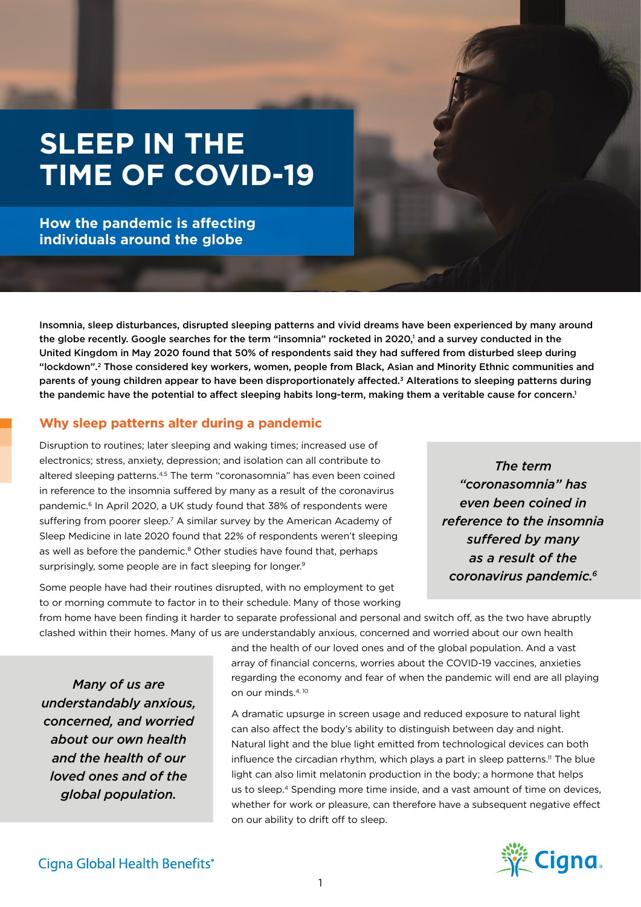# SLEEP IN THE TIME OF COVID-19

## How the pandemic is affecting individuals around the globe

**Insomnia, sleep disturbances, disrupted sleeping patterns and vivid dreams have been experienced by many around the globe recently. Google searches for the term "insomnia" rocketed in 2020,[1] and a survey conducted in the United Kingdom in May 2020 found that 50% of respondents said they had suffered from disturbed sleep during "lockdown".[2] Those considered key workers, women, people from Black, Asian and Minority Ethnic communities and parents of young children appear to have been disproportionately affected.[3] Alterations to sleeping patterns during the pandemic have the potential to affect sleeping habits long-term, making them a veritable cause for concern.[1]**

## Why sleep patterns alter during a pandemic

Disruption to routines; later sleeping and waking times; increased use of electronics; stress, anxiety, depression; and isolation can all contribute to altered sleeping patterns.[4,5] The term "coronasomnia" has even been coined in reference to the insomnia suffered by many as a result of the coronavirus pandemic.[6] In April 2020, a UK study found that 38% of respondents were suffering from poorer sleep.[7] A similar survey by the American Academy of Sleep Medicine in late 2020 found that 22% of respondents weren't sleeping as well as before the pandemic.[8] Other studies have found that, perhaps surprisingly, some people are in fact sleeping for longer.[9]

*The term "coronasomnia" has even been coined in reference to the insomnia suffered by many as a result of the coronavirus pandemic.[6]*

Some people have had their routines disrupted, with no employment to get to or morning commute to factor in to their schedule. Many of those working from home have been finding it harder to separate professional and personal and switch off, as the two have abruptly clashed within their homes. Many of us are understandably anxious, concerned and worried about our own health and the health of our loved ones and of the global population. And a vast array of financial concerns, worries about the COVID-19 vaccines, anxieties regarding the economy and fear of when the pandemic will end are all playing on our minds.[4, 10]

*Many of us are understandably anxious, concerned, and worried about our own health and the health of our loved ones and of the global population.*

A dramatic upsurge in screen usage and reduced exposure to natural light can also affect the body's ability to distinguish between day and night. Natural light and the blue light emitted from technological devices can both influence the circadian rhythm, which plays a part in sleep patterns.[11] The blue light can also limit melatonin production in the body; a hormone that helps us to sleep.[4] Spending more time inside, and a vast amount of time on devices, whether for work or pleasure, can therefore have a subsequent negative effect on our ability to drift off to sleep.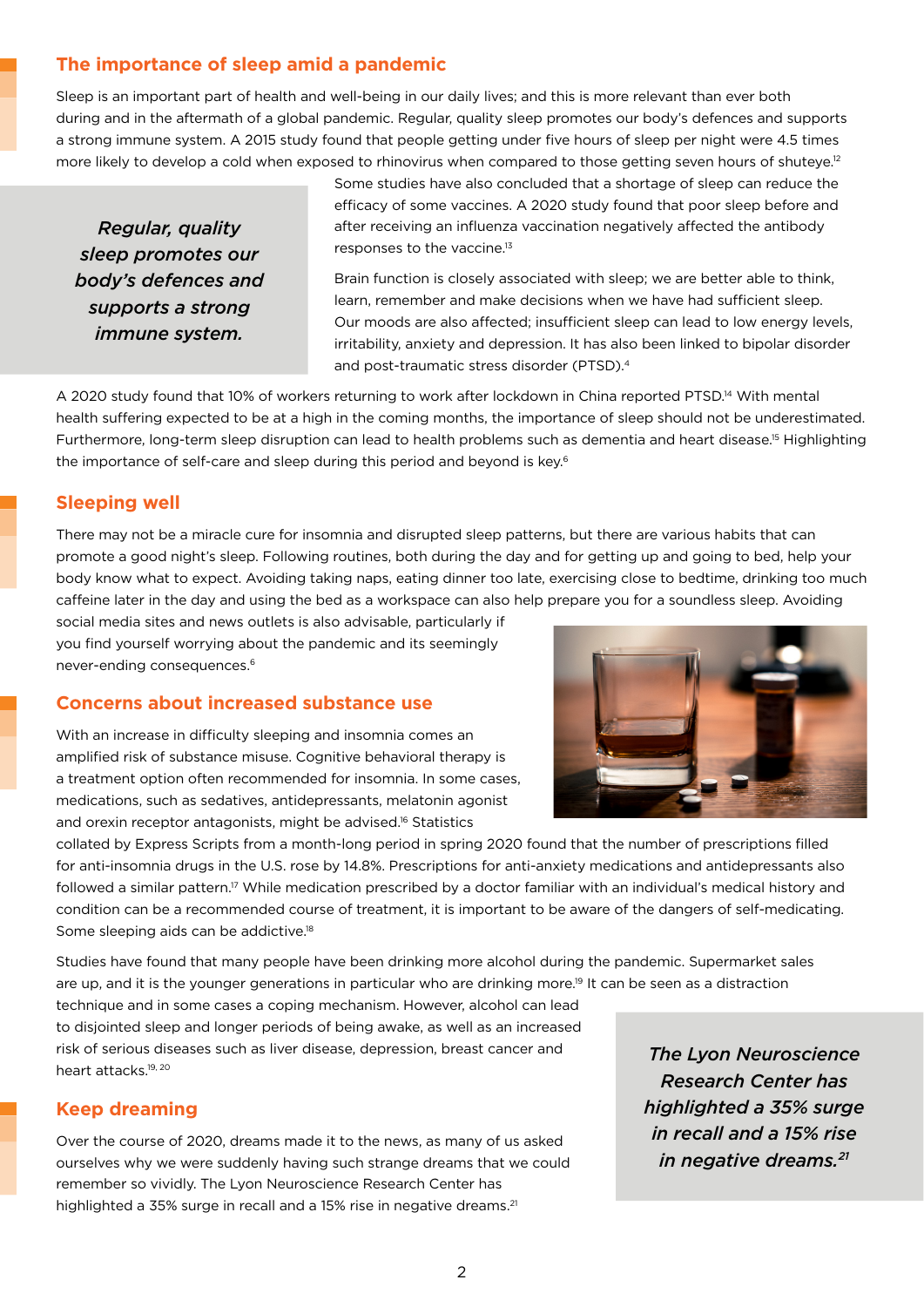## The importance of sleep amid a pandemic

Sleep is an important part of health and well-being in our daily lives; and this is more relevant than ever both during and in the aftermath of a global pandemic. Regular, quality sleep promotes our body's defences and supports a strong immune system. A 2015 study found that people getting under five hours of sleep per night were 4.5 times more likely to develop a cold when exposed to rhinovirus when compared to those getting seven hours of shuteye.[12]

*Regular, quality sleep promotes our body's defences and supports a strong immune system.*

Some studies have also concluded that a shortage of sleep can reduce the efficacy of some vaccines. A 2020 study found that poor sleep before and after receiving an influenza vaccination negatively affected the antibody responses to the vaccine.[13]

Brain function is closely associated with sleep; we are better able to think, learn, remember and make decisions when we have had sufficient sleep. Our moods are also affected; insufficient sleep can lead to low energy levels, irritability, anxiety and depression. It has also been linked to bipolar disorder and post-traumatic stress disorder (PTSD).[4]

A 2020 study found that 10% of workers returning to work after lockdown in China reported PTSD.[14] With mental health suffering expected to be at a high in the coming months, the importance of sleep should not be underestimated. Furthermore, long-term sleep disruption can lead to health problems such as dementia and heart disease.[15] Highlighting the importance of self-care and sleep during this period and beyond is key.[6]

## Sleeping well

There may not be a miracle cure for insomnia and disrupted sleep patterns, but there are various habits that can promote a good night's sleep. Following routines, both during the day and for getting up and going to bed, help your body know what to expect. Avoiding taking naps, eating dinner too late, exercising close to bedtime, drinking too much caffeine later in the day and using the bed as a workspace can also help prepare you for a soundless sleep. Avoiding social media sites and news outlets is also advisable, particularly if you find yourself worrying about the pandemic and its seemingly never-ending consequences.[6]

## Concerns about increased substance use

With an increase in difficulty sleeping and insomnia comes an amplified risk of substance misuse. Cognitive behavioral therapy is a treatment option often recommended for insomnia. In some cases, medications, such as sedatives, antidepressants, melatonin agonist and orexin receptor antagonists, might be advised.[16] Statistics collated by Express Scripts from a month-long period in spring 2020 found that the number of prescriptions filled for anti-insomnia drugs in the U.S. rose by 14.8%. Prescriptions for anti-anxiety medications and antidepressants also followed a similar pattern.[17] While medication prescribed by a doctor familiar with an individual's medical history and condition can be a recommended course of treatment, it is important to be aware of the dangers of self-medicating. Some sleeping aids can be addictive.[18]

Studies have found that many people have been drinking more alcohol during the pandemic. Supermarket sales are up, and it is the younger generations in particular who are drinking more.[19] It can be seen as a distraction technique and in some cases a coping mechanism. However, alcohol can lead to disjointed sleep and longer periods of being awake, as well as an increased risk of serious diseases such as liver disease, depression, breast cancer and heart attacks.[19, 20]

## Keep dreaming

Over the course of 2020, dreams made it to the news, as many of us asked ourselves why we were suddenly having such strange dreams that we could remember so vividly. The Lyon Neuroscience Research Center has highlighted a 35% surge in recall and a 15% rise in negative dreams.[21]

*The Lyon Neuroscience Research Center has highlighted a 35% surge in recall and a 15% rise in negative dreams.[21]*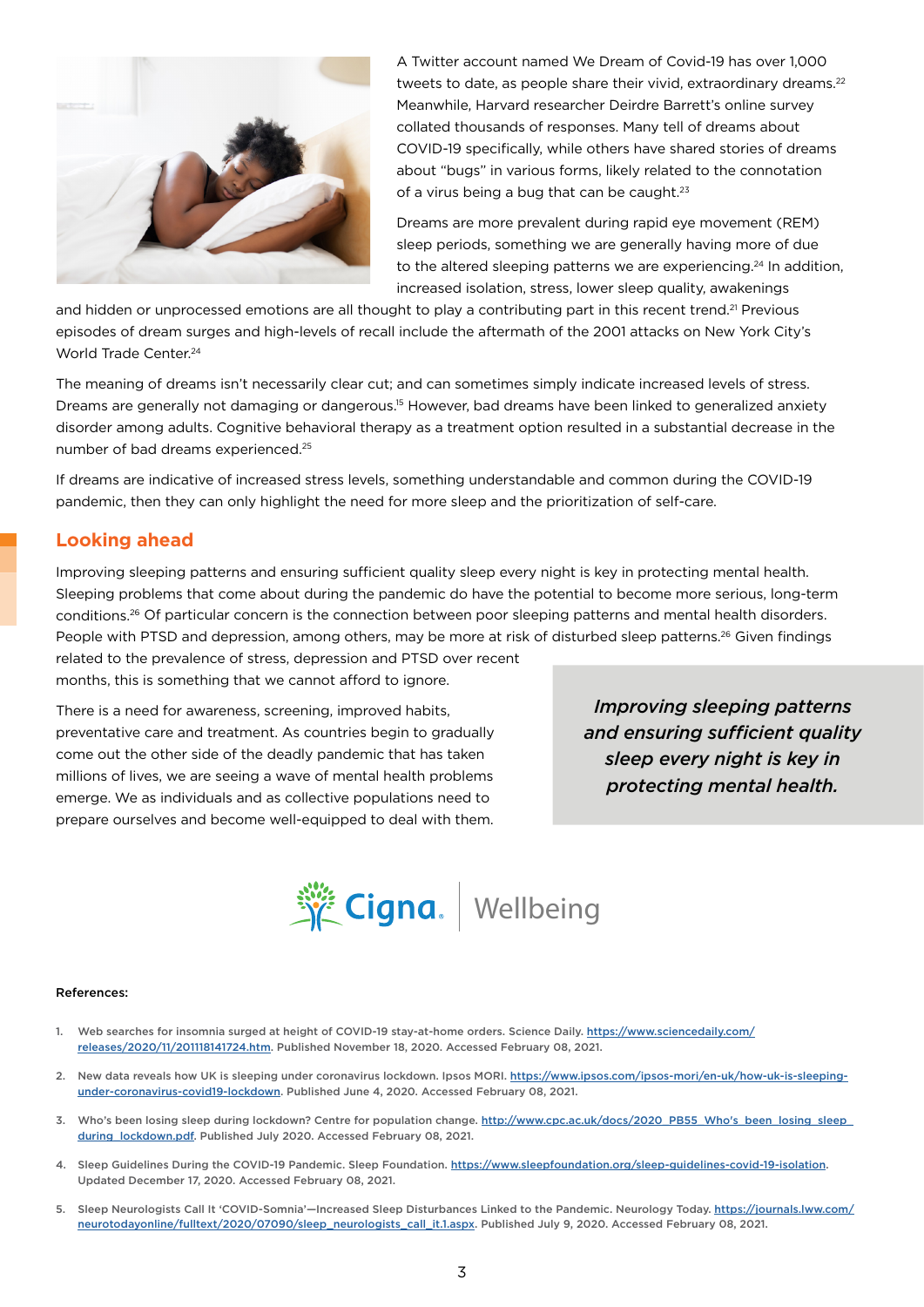A Twitter account named We Dream of Covid-19 has over 1,000 tweets to date, as people share their vivid, extraordinary dreams.[22] Meanwhile, Harvard researcher Deirdre Barrett's online survey collated thousands of responses. Many tell of dreams about COVID-19 specifically, while others have shared stories of dreams about "bugs" in various forms, likely related to the connotation of a virus being a bug that can be caught.[23]

Dreams are more prevalent during rapid eye movement (REM) sleep periods, something we are generally having more of due to the altered sleeping patterns we are experiencing.[24] In addition, increased isolation, stress, lower sleep quality, awakenings and hidden or unprocessed emotions are all thought to play a contributing part in this recent trend.[21] Previous episodes of dream surges and high-levels of recall include the aftermath of the 2001 attacks on New York City's World Trade Center.[24]

The meaning of dreams isn't necessarily clear cut; and can sometimes simply indicate increased levels of stress. Dreams are generally not damaging or dangerous.[15] However, bad dreams have been linked to generalized anxiety disorder among adults. Cognitive behavioral therapy as a treatment option resulted in a substantial decrease in the number of bad dreams experienced.[25]

If dreams are indicative of increased stress levels, something understandable and common during the COVID-19 pandemic, then they can only highlight the need for more sleep and the prioritization of self-care.

## Looking ahead

Improving sleeping patterns and ensuring sufficient quality sleep every night is key in protecting mental health. Sleeping problems that come about during the pandemic do have the potential to become more serious, long-term conditions.[26] Of particular concern is the connection between poor sleeping patterns and mental health disorders. People with PTSD and depression, among others, may be more at risk of disturbed sleep patterns.[26] Given findings related to the prevalence of stress, depression and PTSD over recent months, this is something that we cannot afford to ignore.

There is a need for awareness, screening, improved habits, preventative care and treatment. As countries begin to gradually come out the other side of the deadly pandemic that has taken millions of lives, we are seeing a wave of mental health problems emerge. We as individuals and as collective populations need to prepare ourselves and become well-equipped to deal with them.

> *Improving sleeping patterns and ensuring sufficient quality sleep every night is key in protecting mental health.*

Cigna | Wellbeing

**References:**

1. Web searches for insomnia surged at height of COVID-19 stay-at-home orders. Science Daily. https://www.sciencedaily.com/releases/2020/11/201118141724.htm. Published November 18, 2020. Accessed February 08, 2021.
2. New data reveals how UK is sleeping under coronavirus lockdown. Ipsos MORI. https://www.ipsos.com/ipsos-mori/en-uk/how-uk-is-sleeping-under-coronavirus-covid19-lockdown. Published June 4, 2020. Accessed February 08, 2021.
3. Who's been losing sleep during lockdown? Centre for population change. http://www.cpc.ac.uk/docs/2020_PB55_Who's_been_losing_sleep_during_lockdown.pdf. Published July 2020. Accessed February 08, 2021.
4. Sleep Guidelines During the COVID-19 Pandemic. Sleep Foundation. https://www.sleepfoundation.org/sleep-guidelines-covid-19-isolation. Updated December 17, 2020. Accessed February 08, 2021.
5. Sleep Neurologists Call It 'COVID-Somnia'—Increased Sleep Disturbances Linked to the Pandemic. Neurology Today. https://journals.lww.com/neurotodayonline/fulltext/2020/07090/sleep_neurologists_call_it.1.aspx. Published July 9, 2020. Accessed February 08, 2021.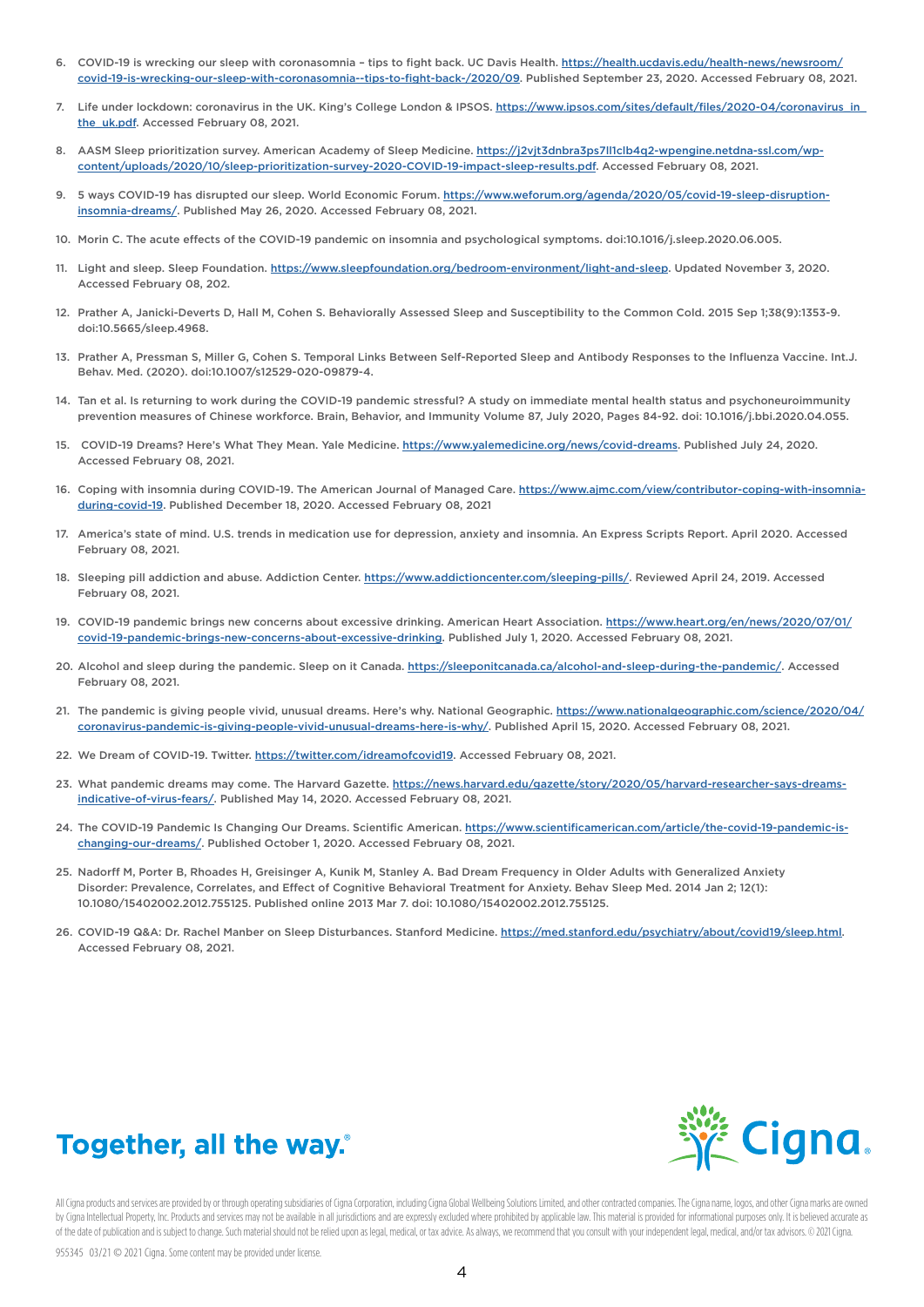6. COVID-19 is wrecking our sleep with coronasomnia – tips to fight back. UC Davis Health. https://health.ucdavis.edu/health-news/newsroom/covid-19-is-wrecking-our-sleep-with-coronasomnia--tips-to-fight-back-/2020/09. Published September 23, 2020. Accessed February 08, 2021.
7. Life under lockdown: coronavirus in the UK. King's College London & IPSOS. https://www.ipsos.com/sites/default/files/2020-04/coronavirus_in_the_uk.pdf. Accessed February 08, 2021.
8. AASM Sleep prioritization survey. American Academy of Sleep Medicine. https://j2vjt3dnbra3ps7ll1clb4q2-wpengine.netdna-ssl.com/wp-content/uploads/2020/10/sleep-prioritization-survey-2020-COVID-19-impact-sleep-results.pdf. Accessed February 08, 2021.
9. 5 ways COVID-19 has disrupted our sleep. World Economic Forum. https://www.weforum.org/agenda/2020/05/covid-19-sleep-disruption-insomnia-dreams/. Published May 26, 2020. Accessed February 08, 2021.
10. Morin C. The acute effects of the COVID-19 pandemic on insomnia and psychological symptoms. doi:10.1016/j.sleep.2020.06.005.
11. Light and sleep. Sleep Foundation. https://www.sleepfoundation.org/bedroom-environment/light-and-sleep. Updated November 3, 2020. Accessed February 08, 202.
12. Prather A, Janicki-Deverts D, Hall M, Cohen S. Behaviorally Assessed Sleep and Susceptibility to the Common Cold. 2015 Sep 1;38(9):1353-9. doi:10.5665/sleep.4968.
13. Prather A, Pressman S, Miller G, Cohen S. Temporal Links Between Self-Reported Sleep and Antibody Responses to the Influenza Vaccine. Int.J. Behav. Med. (2020). doi:10.1007/s12529-020-09879-4.
14. Tan et al. Is returning to work during the COVID-19 pandemic stressful? A study on immediate mental health status and psychoneuroimmunity prevention measures of Chinese workforce. Brain, Behavior, and Immunity Volume 87, July 2020, Pages 84-92. doi: 10.1016/j.bbi.2020.04.055.
15. COVID-19 Dreams? Here's What They Mean. Yale Medicine. https://www.yalemedicine.org/news/covid-dreams. Published July 24, 2020. Accessed February 08, 2021.
16. Coping with insomnia during COVID-19. The American Journal of Managed Care. https://www.ajmc.com/view/contributor-coping-with-insomnia-during-covid-19. Published December 18, 2020. Accessed February 08, 2021
17. America's state of mind. U.S. trends in medication use for depression, anxiety and insomnia. An Express Scripts Report. April 2020. Accessed February 08, 2021.
18. Sleeping pill addiction and abuse. Addiction Center. https://www.addictioncenter.com/sleeping-pills/. Reviewed April 24, 2019. Accessed February 08, 2021.
19. COVID-19 pandemic brings new concerns about excessive drinking. American Heart Association. https://www.heart.org/en/news/2020/07/01/covid-19-pandemic-brings-new-concerns-about-excessive-drinking. Published July 1, 2020. Accessed February 08, 2021.
20. Alcohol and sleep during the pandemic. Sleep on it Canada. https://sleeponitcanada.ca/alcohol-and-sleep-during-the-pandemic/. Accessed February 08, 2021.
21. The pandemic is giving people vivid, unusual dreams. Here's why. National Geographic. https://www.nationalgeographic.com/science/2020/04/coronavirus-pandemic-is-giving-people-vivid-unusual-dreams-here-is-why/. Published April 15, 2020. Accessed February 08, 2021.
22. We Dream of COVID-19. Twitter. https://twitter.com/idreamofcovid19. Accessed February 08, 2021.
23. What pandemic dreams may come. The Harvard Gazette. https://news.harvard.edu/gazette/story/2020/05/harvard-researcher-says-dreams-indicative-of-virus-fears/. Published May 14, 2020. Accessed February 08, 2021.
24. The COVID-19 Pandemic Is Changing Our Dreams. Scientific American. https://www.scientificamerican.com/article/the-covid-19-pandemic-is-changing-our-dreams/. Published October 1, 2020. Accessed February 08, 2021.
25. Nadorff M, Porter B, Rhoades H, Greisinger A, Kunik M, Stanley A. Bad Dream Frequency in Older Adults with Generalized Anxiety Disorder: Prevalence, Correlates, and Effect of Cognitive Behavioral Treatment for Anxiety. Behav Sleep Med. 2014 Jan 2; 12(1): 10.1080/15402002.2012.755125. Published online 2013 Mar 7. doi: 10.1080/15402002.2012.755125.
26. COVID-19 Q&A: Dr. Rachel Manber on Sleep Disturbances. Stanford Medicine. https://med.stanford.edu/psychiatry/about/covid19/sleep.html. Accessed February 08, 2021.

**Together, all the way.®**

Cigna.

All Cigna products and services are provided by or through operating subsidiaries of Cigna Corporation, including Cigna Global Wellbeing Solutions Limited, and other contracted companies. The Cigna name, logos, and other Cigna marks are owned by Cigna Intellectual Property, Inc. Products and services may not be available in all jurisdictions and are expressly excluded where prohibited by applicable law. This material is provided for informational purposes only. It is believed accurate as of the date of publication and is subject to change. Such material should not be relied upon as legal, medical, or tax advice. As always, we recommend that you consult with your independent legal, medical, and/or tax advisors. © 2021 Cigna.

955345 03/21 © 2021 Cigna. Some content may be provided under license.